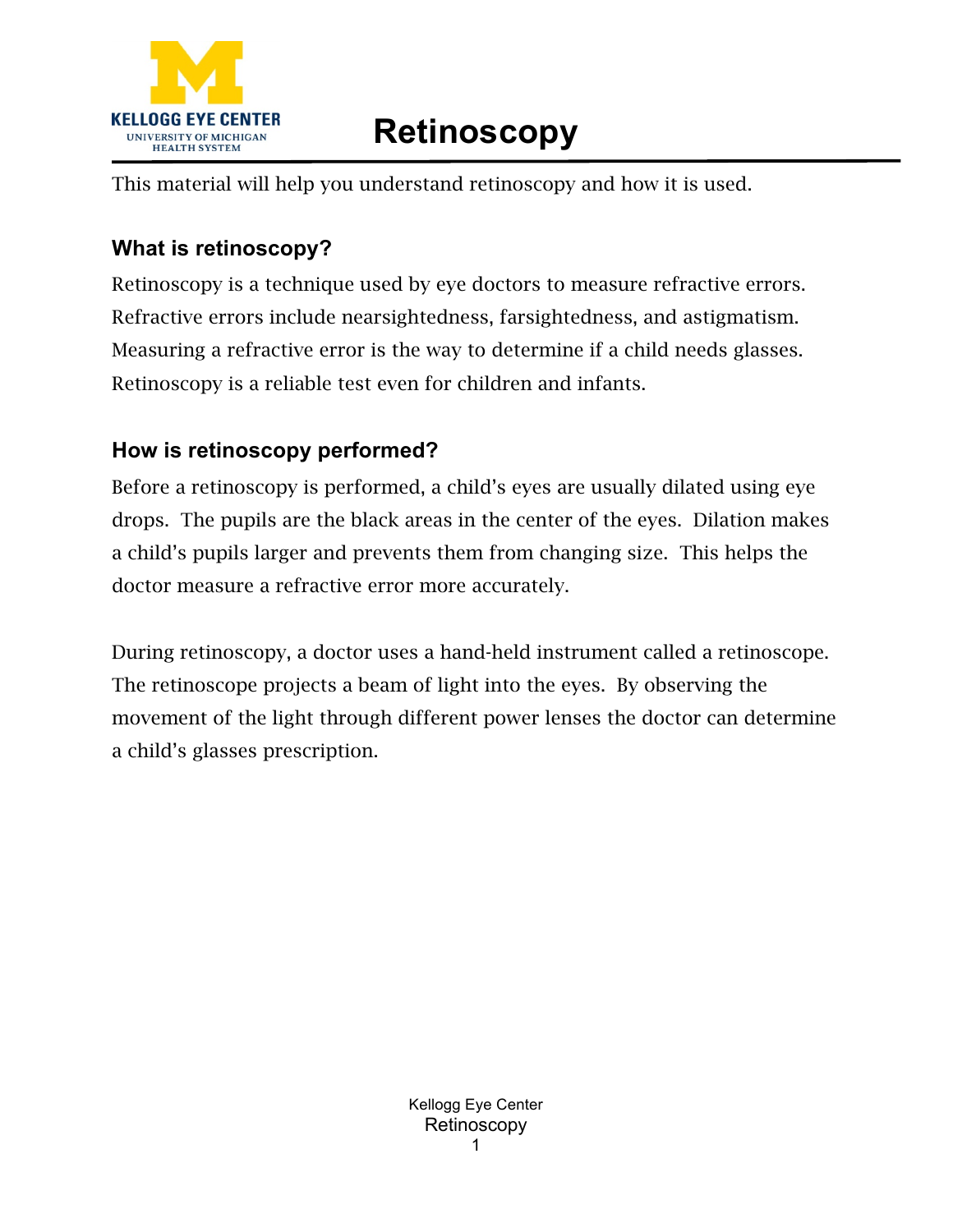# Retinoscopy

This material will help you understand retinoscopy and how it is used.

## What is retinoscopy?

Retinoscopy is a technique used by eye doctors to measure refractive errors. Refractive errors include nearsightedness, farsightedness, and astigmatism. Measuring a refractive error is the way to determine if a child needs glasses. Retinoscopy is a reliable test even for children and infants.

## How is retinoscopy performed?

Before a retinoscopy is performed, a child's eyes are usually dilated using eye drops. The pupils are the black areas in the center of the eyes. Dilation makes a child's pupils larger and prevents them from changing size. This helps the doctor measure a refractive error more accurately.

During retinoscopy, a doctor uses a hand-held instrument called a retinoscope. The retinoscope projects a beam of light into the eyes. By observing the movement of the light through different power lenses the doctor can determine a child's glasses prescription.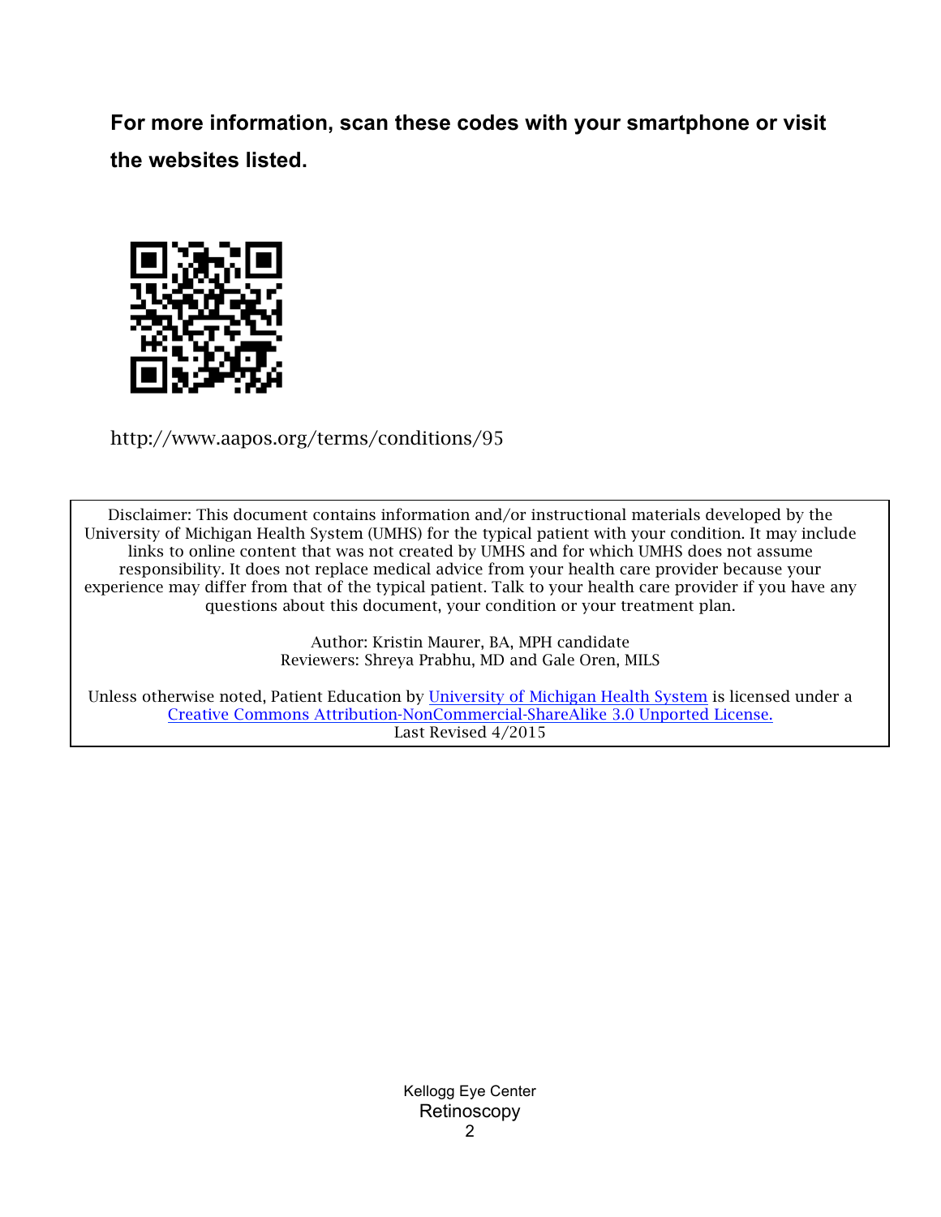**For more information, scan these codes with your smartphone or visit the websites listed.**

http://www.aapos.org/terms/conditions/95

Disclaimer: This document contains information and/or instructional materials developed by the University of Michigan Health System (UMHS) for the typical patient with your condition. It may include links to online content that was not created by UMHS and for which UMHS does not assume responsibility. It does not replace medical advice from your health care provider because your experience may differ from that of the typical patient. Talk to your health care provider if you have any questions about this document, your condition or your treatment plan.

Author: Kristin Maurer, BA, MPH candidate
Reviewers: Shreya Prabhu, MD and Gale Oren, MILS

Unless otherwise noted, Patient Education by University of Michigan Health System is licensed under a Creative Commons Attribution-NonCommercial-ShareAlike 3.0 Unported License.
Last Revised 4/2015